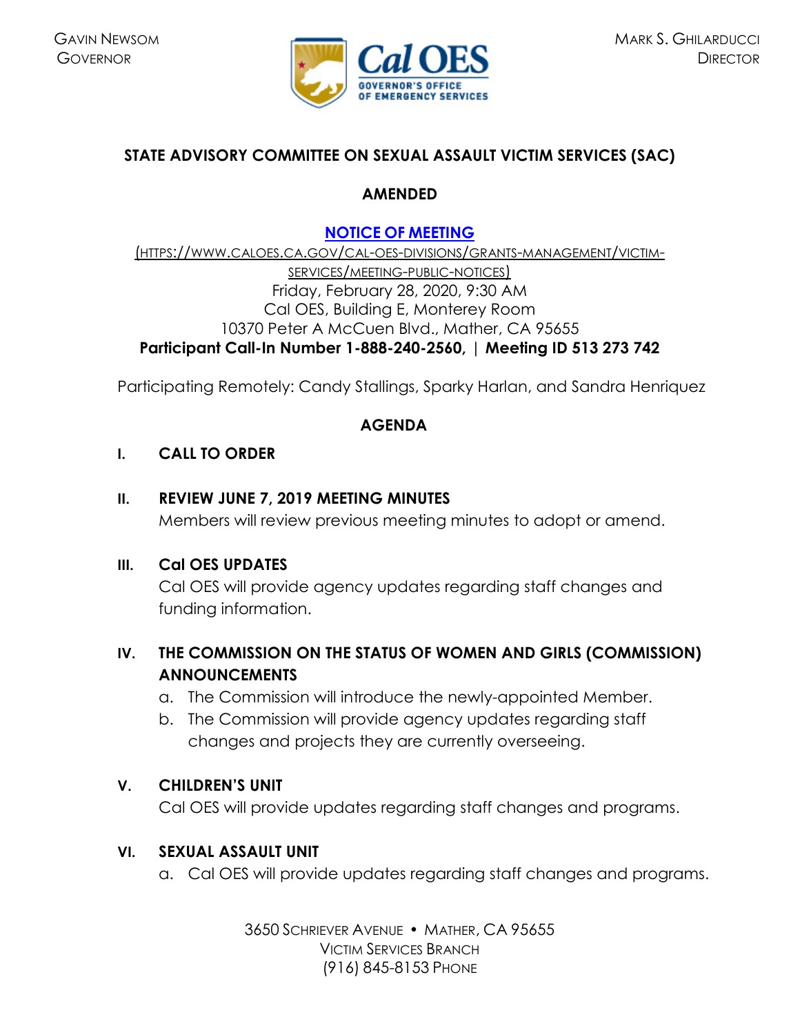GAVIN NEWSOM
GOVERNOR

Cal OES
GOVERNOR'S OFFICE OF EMERGENCY SERVICES

MARK S. GHILARDUCCI
DIRECTOR

**STATE ADVISORY COMMITTEE ON SEXUAL ASSAULT VICTIM SERVICES (SAC)**

**AMENDED**

**NOTICE OF MEETING**

(HTTPS://WWW.CALOES.CA.GOV/CAL-OES-DIVISIONS/GRANTS-MANAGEMENT/VICTIM-SERVICES/MEETING-PUBLIC-NOTICES)

Friday, February 28, 2020, 9:30 AM
Cal OES, Building E, Monterey Room
10370 Peter A McCuen Blvd., Mather, CA 95655
**Participant Call-In Number 1-888-240-2560, | Meeting ID 513 273 742**

Participating Remotely: Candy Stallings, Sparky Harlan, and Sandra Henriquez

**AGENDA**

**I. CALL TO ORDER**

**II. REVIEW JUNE 7, 2019 MEETING MINUTES**
Members will review previous meeting minutes to adopt or amend.

**III. Cal OES UPDATES**
Cal OES will provide agency updates regarding staff changes and funding information.

**IV. THE COMMISSION ON THE STATUS OF WOMEN AND GIRLS (COMMISSION) ANNOUNCEMENTS**

a. The Commission will introduce the newly-appointed Member.
b. The Commission will provide agency updates regarding staff changes and projects they are currently overseeing.

**V. CHILDREN'S UNIT**
Cal OES will provide updates regarding staff changes and programs.

**VI. SEXUAL ASSAULT UNIT**

a. Cal OES will provide updates regarding staff changes and programs.

3650 SCHRIEVER AVENUE • MATHER, CA 95655
VICTIM SERVICES BRANCH
(916) 845-8153 PHONE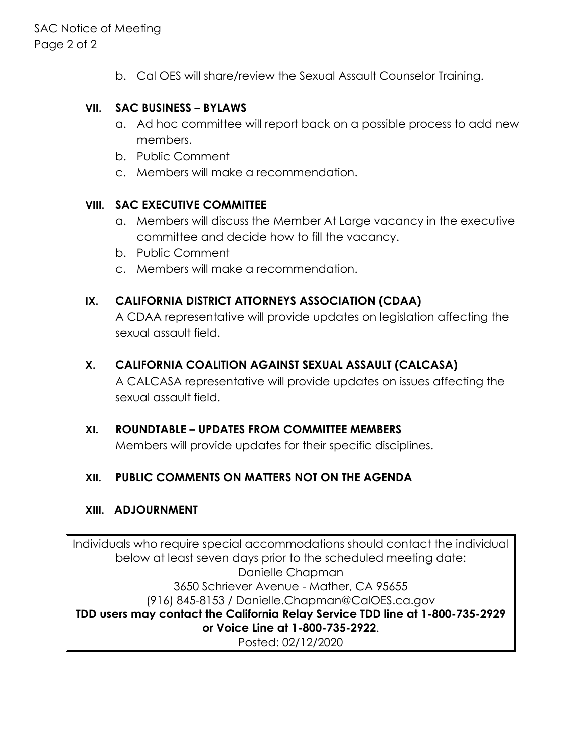b. Cal OES will share/review the Sexual Assault Counselor Training.

## VII. SAC BUSINESS – BYLAWS

a. Ad hoc committee will report back on a possible process to add new members.
b. Public Comment
c. Members will make a recommendation.

## VIII. SAC EXECUTIVE COMMITTEE

a. Members will discuss the Member At Large vacancy in the executive committee and decide how to fill the vacancy.
b. Public Comment
c. Members will make a recommendation.

## IX. CALIFORNIA DISTRICT ATTORNEYS ASSOCIATION (CDAA)

A CDAA representative will provide updates on legislation affecting the sexual assault field.

## X. CALIFORNIA COALITION AGAINST SEXUAL ASSAULT (CALCASA)

A CALCASA representative will provide updates on issues affecting the sexual assault field.

## XI. ROUNDTABLE – UPDATES FROM COMMITTEE MEMBERS

Members will provide updates for their specific disciplines.

## XII. PUBLIC COMMENTS ON MATTERS NOT ON THE AGENDA

## XIII. ADJOURNMENT

Individuals who require special accommodations should contact the individual below at least seven days prior to the scheduled meeting date:
Danielle Chapman
3650 Schriever Avenue - Mather, CA 95655
(916) 845-8153 / Danielle.Chapman@CalOES.ca.gov
**TDD users may contact the California Relay Service TDD line at 1-800-735-2929 or Voice Line at 1-800-735-2922**.
Posted: 02/12/2020